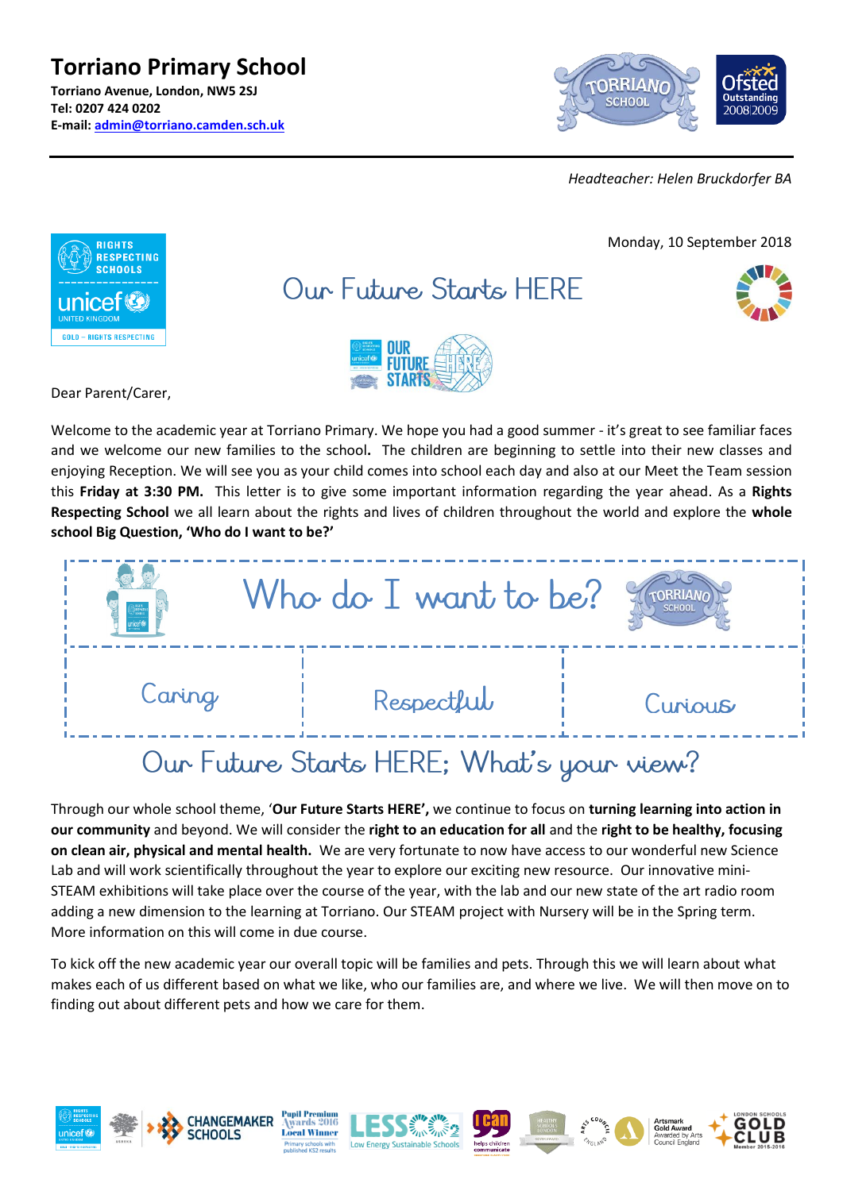# Torriano Primary School

**Torriano Avenue, London, NW5 2SJ**
**Tel: 0207 424 0202**
**E-mail: admin@torriano.camden.sch.uk**

*Headteacher: Helen Bruckdorfer BA*

Monday, 10 September 2018

## Our Future Starts HERE

Dear Parent/Carer,

Welcome to the academic year at Torriano Primary. We hope you had a good summer - it's great to see familiar faces and we welcome our new families to the school**.** The children are beginning to settle into their new classes and enjoying Reception. We will see you as your child comes into school each day and also at our Meet the Team session this **Friday at 3:30 PM.** This letter is to give some important information regarding the year ahead. As a **Rights Respecting School** we all learn about the rights and lives of children throughout the world and explore the **whole school Big Question, 'Who do I want to be?'**

| Who do I want to be? | | |
|---|---|---|
| Caring | Respectful | Curious |

## Our Future Starts HERE; What's your view?

Through our whole school theme, '**Our Future Starts HERE',** we continue to focus on **turning learning into action in our community** and beyond. We will consider the **right to an education for all** and the **right to be healthy, focusing on clean air, physical and mental health.** We are very fortunate to now have access to our wonderful new Science Lab and will work scientifically throughout the year to explore our exciting new resource. Our innovative mini-STEAM exhibitions will take place over the course of the year, with the lab and our new state of the art radio room adding a new dimension to the learning at Torriano. Our STEAM project with Nursery will be in the Spring term. More information on this will come in due course.

To kick off the new academic year our overall topic will be families and pets. Through this we will learn about what makes each of us different based on what we like, who our families are, and where we live. We will then move on to finding out about different pets and how we care for them.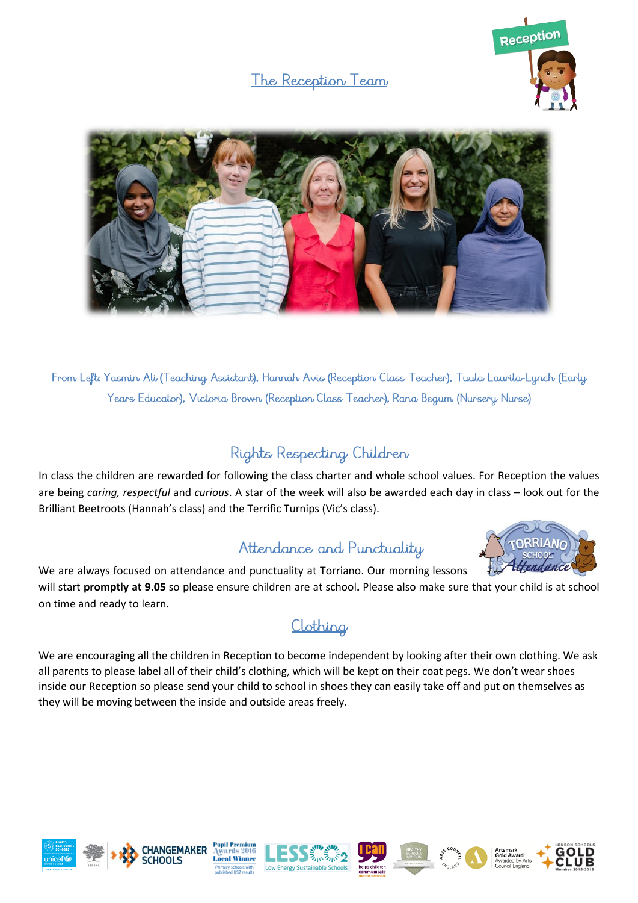## The Reception Team

From Left: Yasmin Ali (Teaching Assistant), Hannah Avis (Reception Class Teacher), Tuula Laurila-Lynch (Early Years Educator), Victoria Brown (Reception Class Teacher), Rana Begum (Nursery Nurse)

## Rights Respecting Children

In class the children are rewarded for following the class charter and whole school values. For Reception the values are being *caring, respectful* and *curious*. A star of the week will also be awarded each day in class – look out for the Brilliant Beetroots (Hannah's class) and the Terrific Turnips (Vic's class).

## Attendance and Punctuality

We are always focused on attendance and punctuality at Torriano. Our morning lessons will start **promptly at 9.05** so please ensure children are at school**.** Please also make sure that your child is at school on time and ready to learn.

## Clothing

We are encouraging all the children in Reception to become independent by looking after their own clothing. We ask all parents to please label all of their child's clothing, which will be kept on their coat pegs. We don't wear shoes inside our Reception so please send your child to school in shoes they can easily take off and put on themselves as they will be moving between the inside and outside areas freely.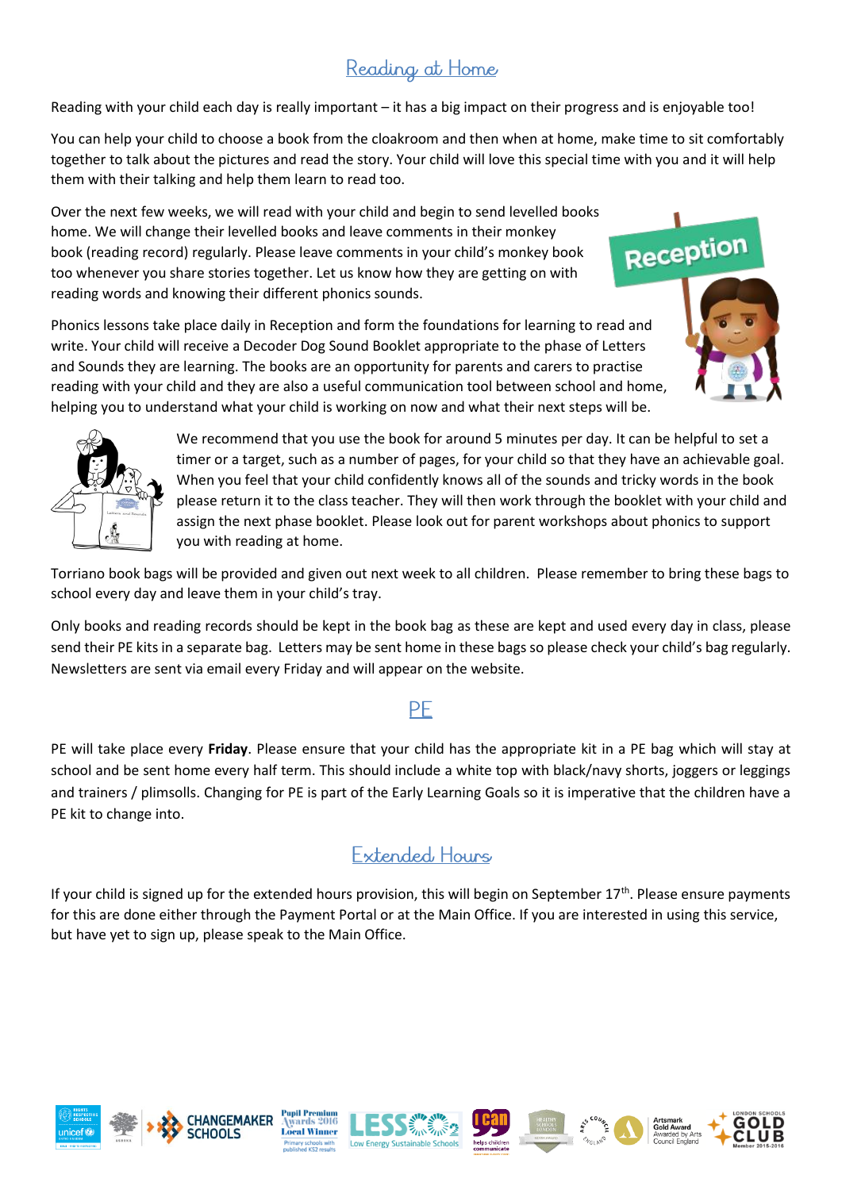## Reading at Home

Reading with your child each day is really important – it has a big impact on their progress and is enjoyable too!

You can help your child to choose a book from the cloakroom and then when at home, make time to sit comfortably together to talk about the pictures and read the story. Your child will love this special time with you and it will help them with their talking and help them learn to read too.

Over the next few weeks, we will read with your child and begin to send levelled books home. We will change their levelled books and leave comments in their monkey book (reading record) regularly. Please leave comments in your child's monkey book too whenever you share stories together. Let us know how they are getting on with reading words and knowing their different phonics sounds.

Phonics lessons take place daily in Reception and form the foundations for learning to read and write. Your child will receive a Decoder Dog Sound Booklet appropriate to the phase of Letters and Sounds they are learning. The books are an opportunity for parents and carers to practise reading with your child and they are also a useful communication tool between school and home, helping you to understand what your child is working on now and what their next steps will be.

We recommend that you use the book for around 5 minutes per day. It can be helpful to set a timer or a target, such as a number of pages, for your child so that they have an achievable goal. When you feel that your child confidently knows all of the sounds and tricky words in the book please return it to the class teacher. They will then work through the booklet with your child and assign the next phase booklet. Please look out for parent workshops about phonics to support you with reading at home.

Torriano book bags will be provided and given out next week to all children. Please remember to bring these bags to school every day and leave them in your child's tray.

Only books and reading records should be kept in the book bag as these are kept and used every day in class, please send their PE kits in a separate bag. Letters may be sent home in these bags so please check your child's bag regularly. Newsletters are sent via email every Friday and will appear on the website.

## PE

PE will take place every **Friday**. Please ensure that your child has the appropriate kit in a PE bag which will stay at school and be sent home every half term. This should include a white top with black/navy shorts, joggers or leggings and trainers / plimsolls. Changing for PE is part of the Early Learning Goals so it is imperative that the children have a PE kit to change into.

## Extended Hours

If your child is signed up for the extended hours provision, this will begin on September 17th. Please ensure payments for this are done either through the Payment Portal or at the Main Office. If you are interested in using this service, but have yet to sign up, please speak to the Main Office.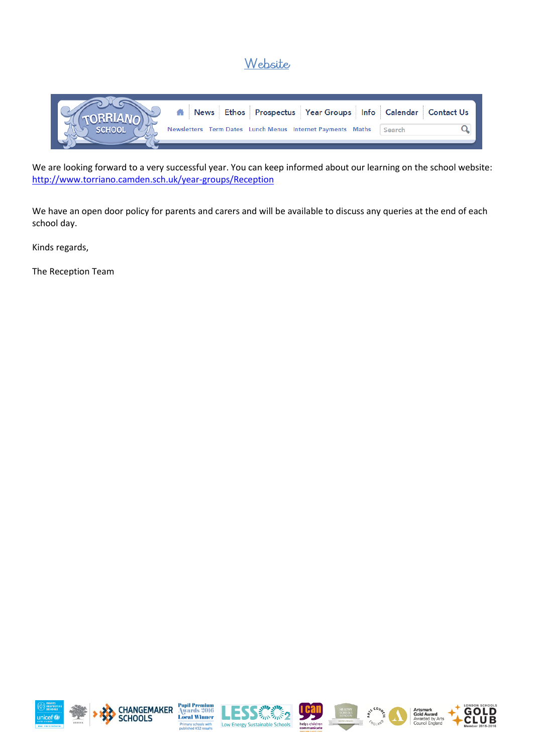## Website

We are looking forward to a very successful year. You can keep informed about our learning on the school website: http://www.torriano.camden.sch.uk/year-groups/Reception

We have an open door policy for parents and carers and will be available to discuss any queries at the end of each school day.

Kinds regards,

The Reception Team